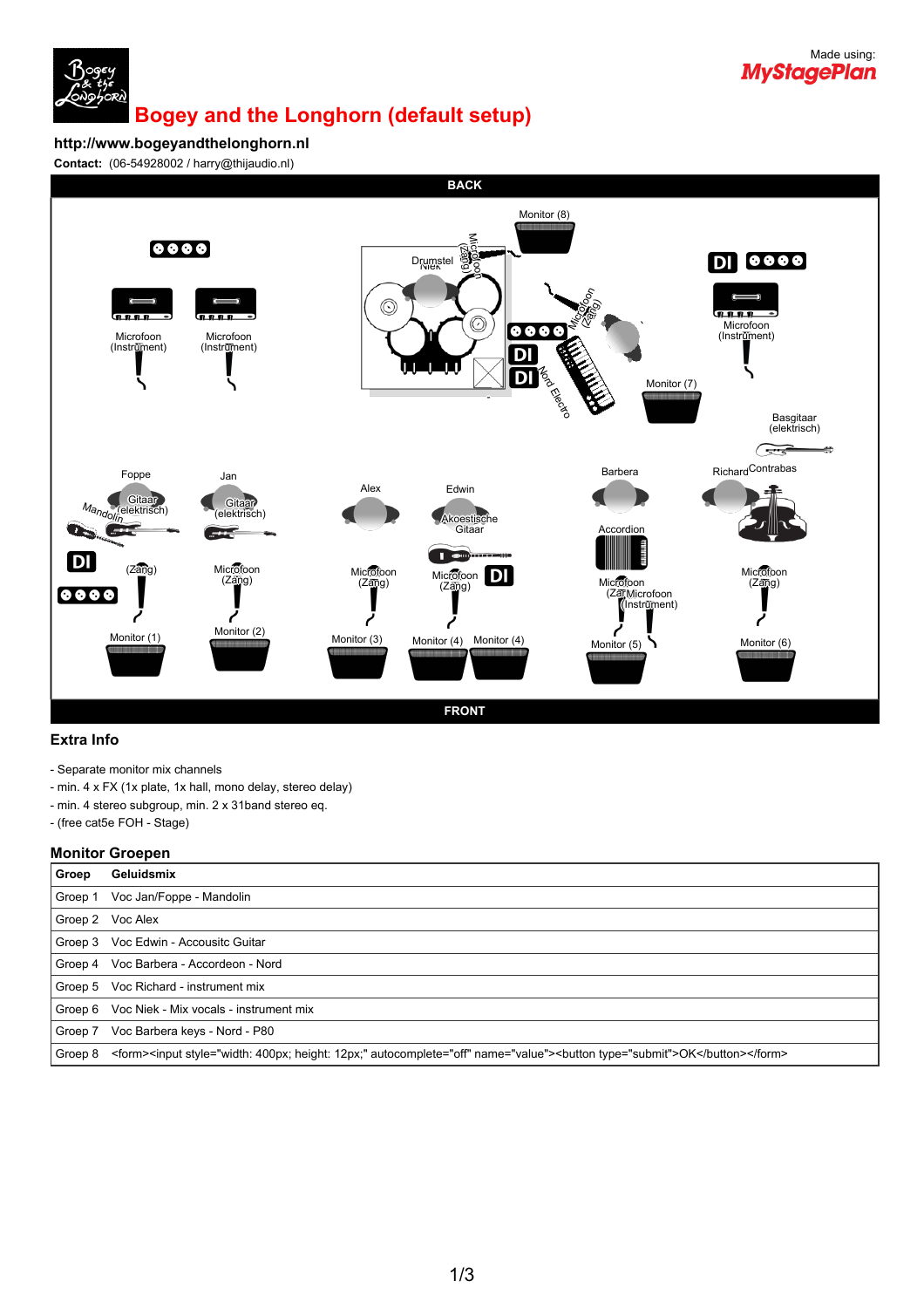# Bogey and the Longhorn (default setup)

**http://www.bogeyandthelonghorn.nl**

**Contact:** (06-54928002 / harry@thijaudio.nl)

## Extra Info

- Separate monitor mix channels
- min. 4 x FX (1x plate, 1x hall, mono delay, stereo delay)
- min. 4 stereo subgroup, min. 2 x 31band stereo eq.
- (free cat5e FOH - Stage)

## Monitor Groepen

| Groep | Geluidsmix |
|---|---|
| Groep 1 | Voc Jan/Foppe - Mandolin |
| Groep 2 | Voc Alex |
| Groep 3 | Voc Edwin - Accousitc Guitar |
| Groep 4 | Voc Barbera - Accordeon - Nord |
| Groep 5 | Voc Richard - instrument mix |
| Groep 6 | Voc Niek - Mix vocals - instrument mix |
| Groep 7 | Voc Barbera keys - Nord - P80 |
| Groep 8 | <form><input style="width: 400px; height: 12px;" autocomplete="off" name="value"><button type="submit">OK</button></form> |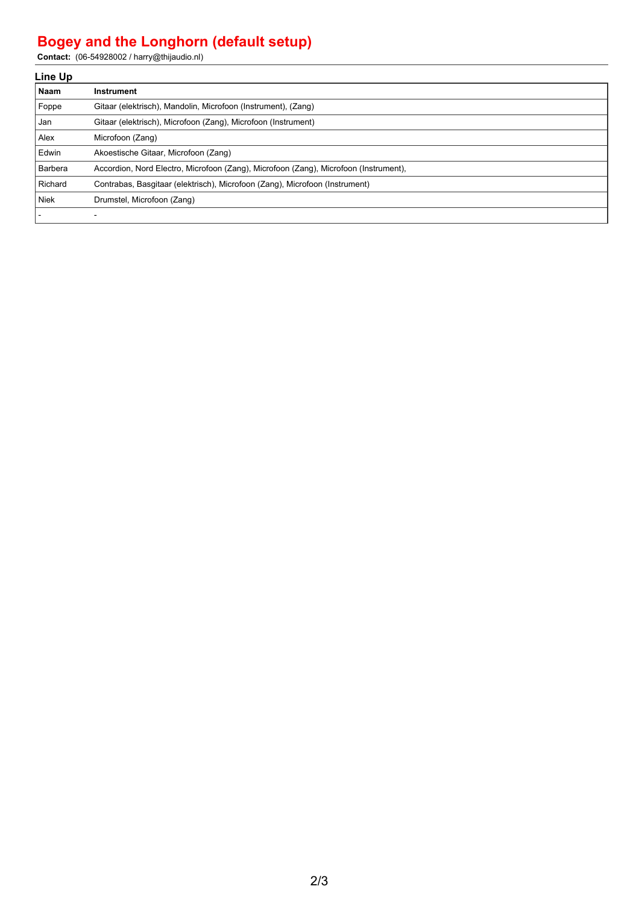# Bogey and the Longhorn (default setup)

**Contact:** (06-54928002 / harry@thijaudio.nl)

## Line Up

| Naam | Instrument |
|---|---|
| Foppe | Gitaar (elektrisch), Mandolin, Microfoon (Instrument), (Zang) |
| Jan | Gitaar (elektrisch), Microfoon (Zang), Microfoon (Instrument) |
| Alex | Microfoon (Zang) |
| Edwin | Akoestische Gitaar, Microfoon (Zang) |
| Barbera | Accordion, Nord Electro, Microfoon (Zang), Microfoon (Zang), Microfoon (Instrument), |
| Richard | Contrabas, Basgitaar (elektrisch), Microfoon (Zang), Microfoon (Instrument) |
| Niek | Drumstel, Microfoon (Zang) |
| - | - |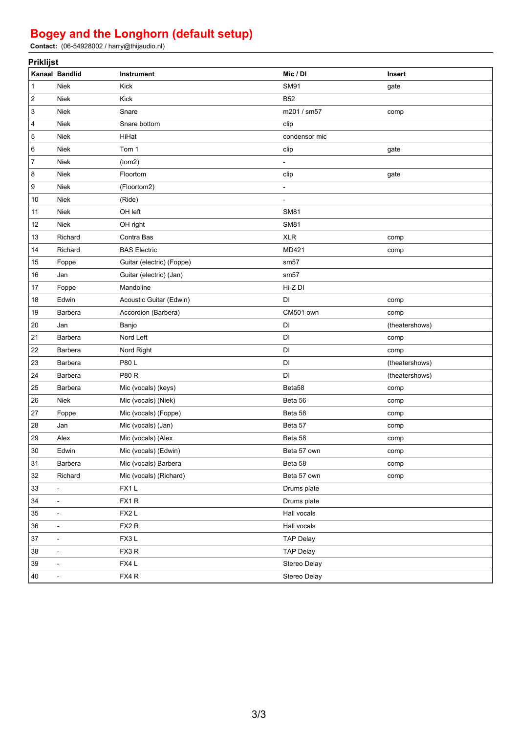# Bogey and the Longhorn (default setup)

**Contact:** (06-54928002 / harry@thijaudio.nl)

## Priklijst

| Kanaal | Bandlid | Instrument | Mic / DI | Insert |
|---|---|---|---|---|
| 1 | Niek | Kick | SM91 | gate |
| 2 | Niek | Kick | B52 | |
| 3 | Niek | Snare | m201 / sm57 | comp |
| 4 | Niek | Snare bottom | clip | |
| 5 | Niek | HiHat | condensor mic | |
| 6 | Niek | Tom 1 | clip | gate |
| 7 | Niek | (tom2) | - | |
| 8 | Niek | Floortom | clip | gate |
| 9 | Niek | (Floortom2) | - | |
| 10 | Niek | (Ride) | - | |
| 11 | Niek | OH left | SM81 | |
| 12 | Niek | OH right | SM81 | |
| 13 | Richard | Contra Bas | XLR | comp |
| 14 | Richard | BAS Electric | MD421 | comp |
| 15 | Foppe | Guitar (electric) (Foppe) | sm57 | |
| 16 | Jan | Guitar (electric) (Jan) | sm57 | |
| 17 | Foppe | Mandoline | Hi-Z DI | |
| 18 | Edwin | Acoustic Guitar (Edwin) | DI | comp |
| 19 | Barbera | Accordion (Barbera) | CM501 own | comp |
| 20 | Jan | Banjo | DI | (theatershows) |
| 21 | Barbera | Nord Left | DI | comp |
| 22 | Barbera | Nord Right | DI | comp |
| 23 | Barbera | P80 L | DI | (theatershows) |
| 24 | Barbera | P80 R | DI | (theatershows) |
| 25 | Barbera | Mic (vocals) (keys) | Beta58 | comp |
| 26 | Niek | Mic (vocals) (Niek) | Beta 56 | comp |
| 27 | Foppe | Mic (vocals) (Foppe) | Beta 58 | comp |
| 28 | Jan | Mic (vocals) (Jan) | Beta 57 | comp |
| 29 | Alex | Mic (vocals) (Alex | Beta 58 | comp |
| 30 | Edwin | Mic (vocals) (Edwin) | Beta 57 own | comp |
| 31 | Barbera | Mic (vocals) Barbera | Beta 58 | comp |
| 32 | Richard | Mic (vocals) (Richard) | Beta 57 own | comp |
| 33 | - | FX1 L | Drums plate | |
| 34 | - | FX1 R | Drums plate | |
| 35 | - | FX2 L | Hall vocals | |
| 36 | - | FX2 R | Hall vocals | |
| 37 | - | FX3 L | TAP Delay | |
| 38 | - | FX3 R | TAP Delay | |
| 39 | - | FX4 L | Stereo Delay | |
| 40 | - | FX4 R | Stereo Delay | |